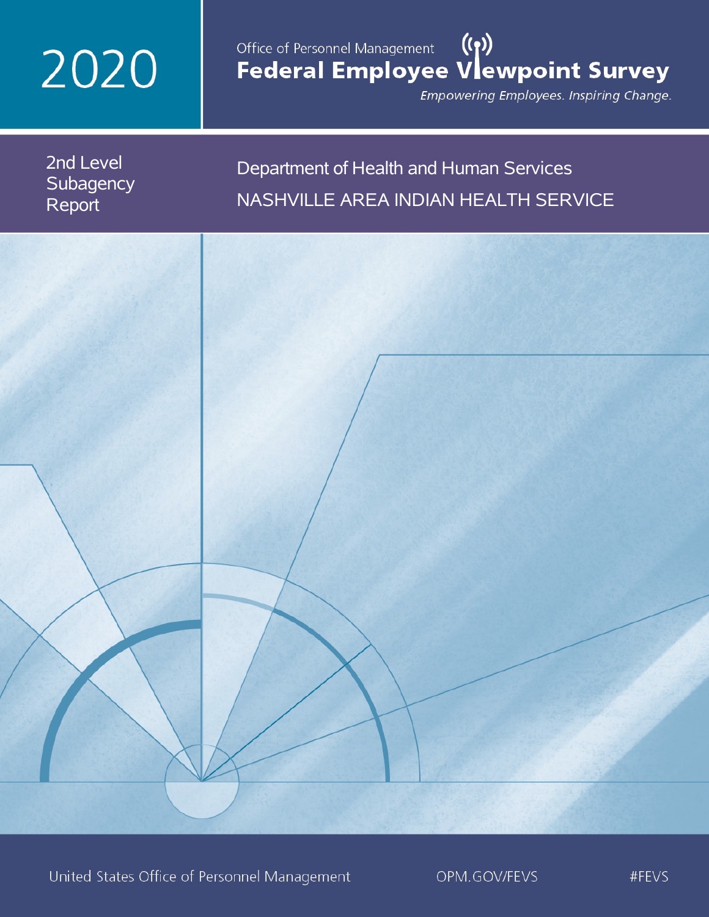# 2020

Office of Personnel Management

# Federal Employee Viewpoint Survey

*Empowering Employees. Inspiring Change.*

## 2nd Level Subagency Report

## Department of Health and Human Services

## NASHVILLE AREA INDIAN HEALTH SERVICE

United States Office of Personnel Management    OPM.GOV/FEVS    #FEVS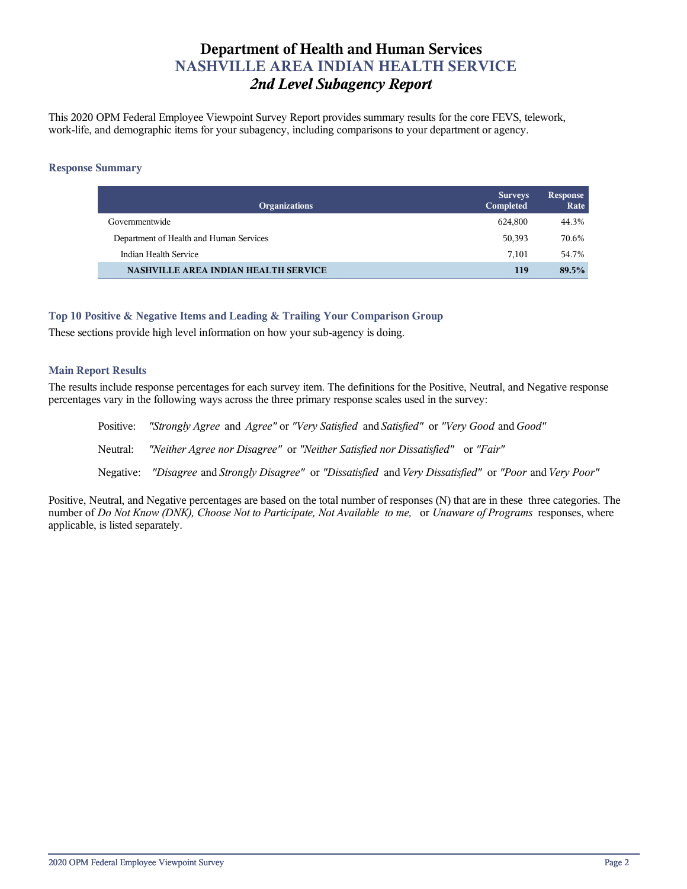# Department of Health and Human Services
## NASHVILLE AREA INDIAN HEALTH SERVICE
## *2nd Level Subagency Report*

This 2020 OPM Federal Employee Viewpoint Survey Report provides summary results for the core FEVS, telework, work-life, and demographic items for your subagency, including comparisons to your department or agency.

### Response Summary

| Organizations | Surveys Completed | Response Rate |
|---|---|---|
| Governmentwide | 624,800 | 44.3% |
| Department of Health and Human Services | 50,393 | 70.6% |
| Indian Health Service | 7,101 | 54.7% |
| **NASHVILLE AREA INDIAN HEALTH SERVICE** | **119** | **89.5%** |

### Top 10 Positive & Negative Items and Leading & Trailing Your Comparison Group

These sections provide high level information on how your sub-agency is doing.

### Main Report Results

The results include response percentages for each survey item. The definitions for the Positive, Neutral, and Negative response percentages vary in the following ways across the three primary response scales used in the survey:

Positive: *"Strongly Agree* and *Agree"* or *"Very Satisfied* and *Satisfied"* or *"Very Good* and *Good"*

Neutral: *"Neither Agree nor Disagree"* or *"Neither Satisfied nor Dissatisfied"* or *"Fair"*

Negative: *"Disagree* and *Strongly Disagree"* or *"Dissatisfied* and *Very Dissatisfied"* or *"Poor* and *Very Poor"*

Positive, Neutral, and Negative percentages are based on the total number of responses (N) that are in these three categories. The number of *Do Not Know (DNK), Choose Not to Participate, Not Available to me,* or *Unaware of Programs* responses, where applicable, is listed separately.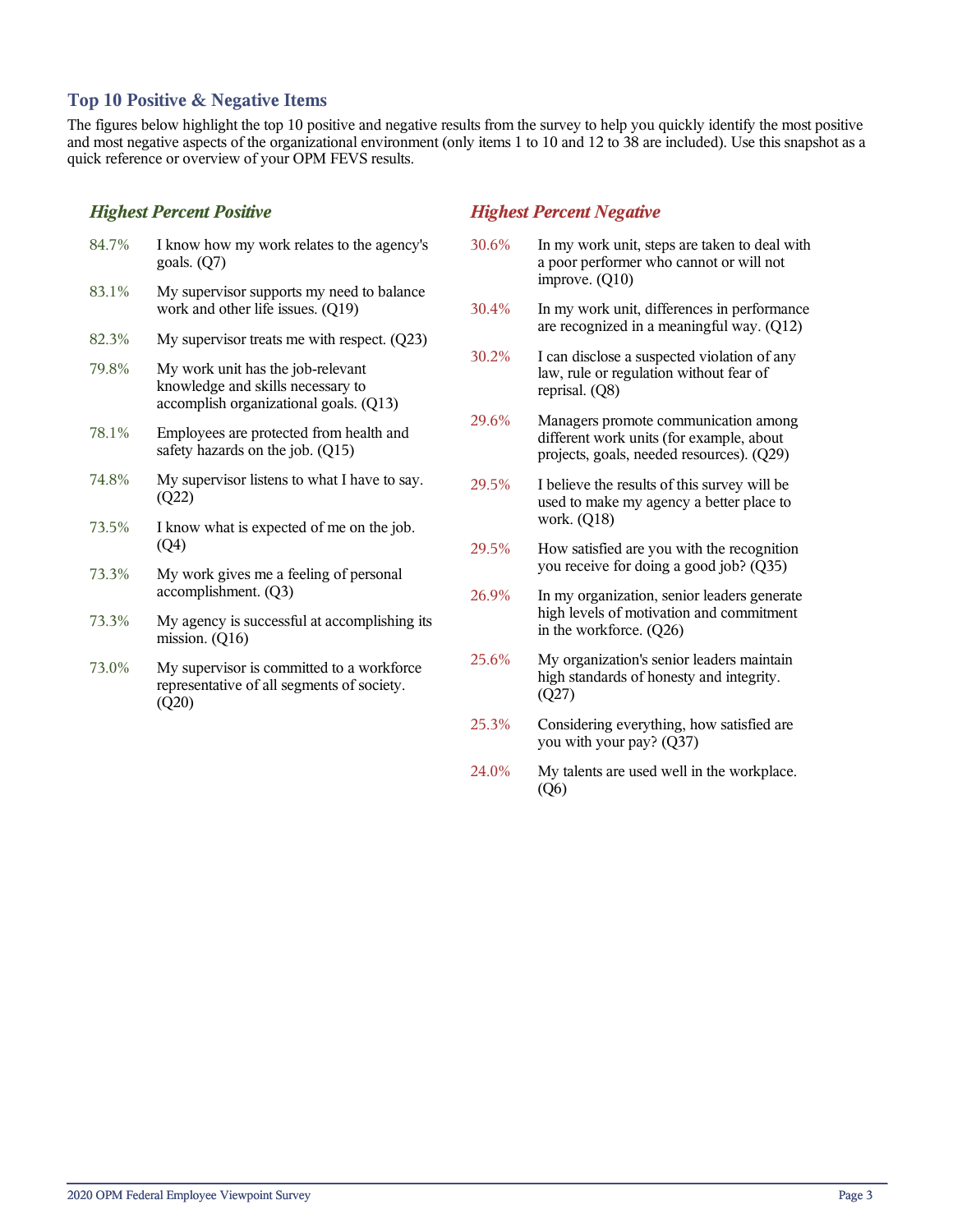## Top 10 Positive & Negative Items

The figures below highlight the top 10 positive and negative results from the survey to help you quickly identify the most positive and most negative aspects of the organizational environment (only items 1 to 10 and 12 to 38 are included). Use this snapshot as a quick reference or overview of your OPM FEVS results.

### *Highest Percent Positive*

| | |
|---|---|
| 84.7% | I know how my work relates to the agency's goals. (Q7) |
| 83.1% | My supervisor supports my need to balance work and other life issues. (Q19) |
| 82.3% | My supervisor treats me with respect. (Q23) |
| 79.8% | My work unit has the job-relevant knowledge and skills necessary to accomplish organizational goals. (Q13) |
| 78.1% | Employees are protected from health and safety hazards on the job. (Q15) |
| 74.8% | My supervisor listens to what I have to say. (Q22) |
| 73.5% | I know what is expected of me on the job. (Q4) |
| 73.3% | My work gives me a feeling of personal accomplishment. (Q3) |
| 73.3% | My agency is successful at accomplishing its mission. (Q16) |
| 73.0% | My supervisor is committed to a workforce representative of all segments of society. (Q20) |

### *Highest Percent Negative*

| | |
|---|---|
| 30.6% | In my work unit, steps are taken to deal with a poor performer who cannot or will not improve. (Q10) |
| 30.4% | In my work unit, differences in performance are recognized in a meaningful way. (Q12) |
| 30.2% | I can disclose a suspected violation of any law, rule or regulation without fear of reprisal. (Q8) |
| 29.6% | Managers promote communication among different work units (for example, about projects, goals, needed resources). (Q29) |
| 29.5% | I believe the results of this survey will be used to make my agency a better place to work. (Q18) |
| 29.5% | How satisfied are you with the recognition you receive for doing a good job? (Q35) |
| 26.9% | In my organization, senior leaders generate high levels of motivation and commitment in the workforce. (Q26) |
| 25.6% | My organization's senior leaders maintain high standards of honesty and integrity. (Q27) |
| 25.3% | Considering everything, how satisfied are you with your pay? (Q37) |
| 24.0% | My talents are used well in the workplace. (Q6) |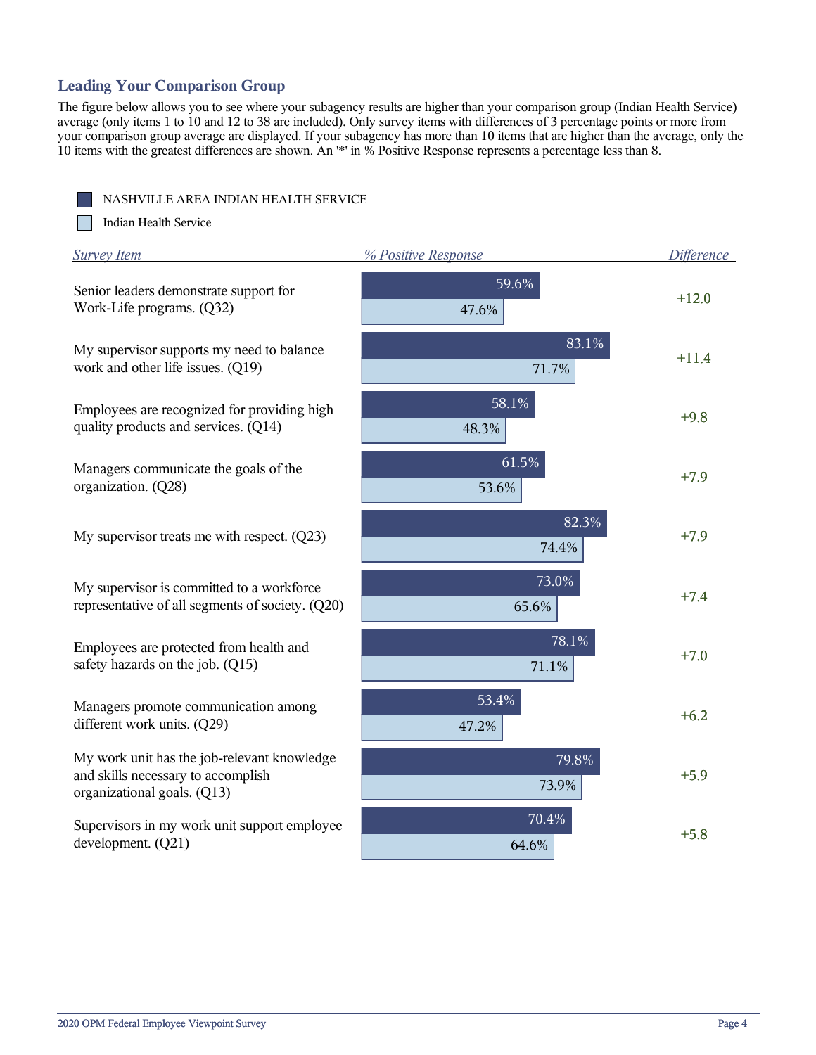## Leading Your Comparison Group

The figure below allows you to see where your subagency results are higher than your comparison group (Indian Health Service) average (only items 1 to 10 and 12 to 38 are included). Only survey items with differences of 3 percentage points or more from your comparison group average are displayed. If your subagency has more than 10 items that are higher than the average, only the 10 items with the greatest differences are shown. An '*' in % Positive Response represents a percentage less than 8.

| Survey Item | % Positive Response: NASHVILLE AREA INDIAN HEALTH SERVICE | % Positive Response: Indian Health Service | Difference |
|---|---|---|---|
| Senior leaders demonstrate support for Work-Life programs. (Q32) | 59.6% | 47.6% | +12.0 |
| My supervisor supports my need to balance work and other life issues. (Q19) | 83.1% | 71.7% | +11.4 |
| Employees are recognized for providing high quality products and services. (Q14) | 58.1% | 48.3% | +9.8 |
| Managers communicate the goals of the organization. (Q28) | 61.5% | 53.6% | +7.9 |
| My supervisor treats me with respect. (Q23) | 82.3% | 74.4% | +7.9 |
| My supervisor is committed to a workforce representative of all segments of society. (Q20) | 73.0% | 65.6% | +7.4 |
| Employees are protected from health and safety hazards on the job. (Q15) | 78.1% | 71.1% | +7.0 |
| Managers promote communication among different work units. (Q29) | 53.4% | 47.2% | +6.2 |
| My work unit has the job-relevant knowledge and skills necessary to accomplish organizational goals. (Q13) | 79.8% | 73.9% | +5.9 |
| Supervisors in my work unit support employee development. (Q21) | 70.4% | 64.6% | +5.8 |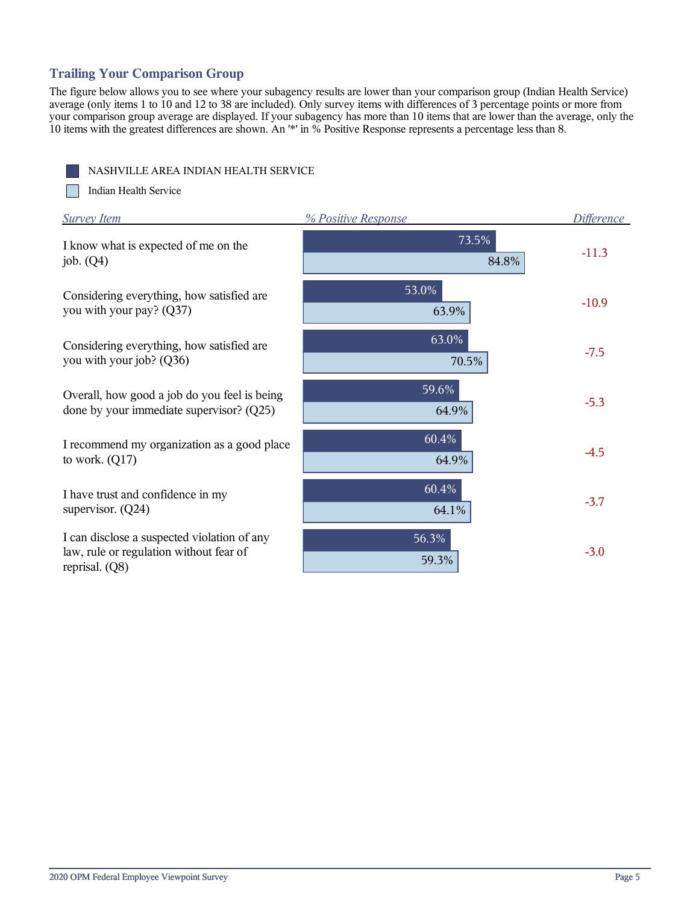## Trailing Your Comparison Group

The figure below allows you to see where your subagency results are lower than your comparison group (Indian Health Service) average (only items 1 to 10 and 12 to 38 are included). Only survey items with differences of 3 percentage points or more from your comparison group average are displayed. If your subagency has more than 10 items that are lower than the average, only the 10 items with the greatest differences are shown. An '*' in % Positive Response represents a percentage less than 8.

| Survey Item | NASHVILLE AREA INDIAN HEALTH SERVICE (% Positive Response) | Indian Health Service (% Positive Response) | Difference |
|---|---|---|---|
| I know what is expected of me on the job. (Q4) | 73.5% | 84.8% | -11.3 |
| Considering everything, how satisfied are you with your pay? (Q37) | 53.0% | 63.9% | -10.9 |
| Considering everything, how satisfied are you with your job? (Q36) | 63.0% | 70.5% | -7.5 |
| Overall, how good a job do you feel is being done by your immediate supervisor? (Q25) | 59.6% | 64.9% | -5.3 |
| I recommend my organization as a good place to work. (Q17) | 60.4% | 64.9% | -4.5 |
| I have trust and confidence in my supervisor. (Q24) | 60.4% | 64.1% | -3.7 |
| I can disclose a suspected violation of any law, rule or regulation without fear of reprisal. (Q8) | 56.3% | 59.3% | -3.0 |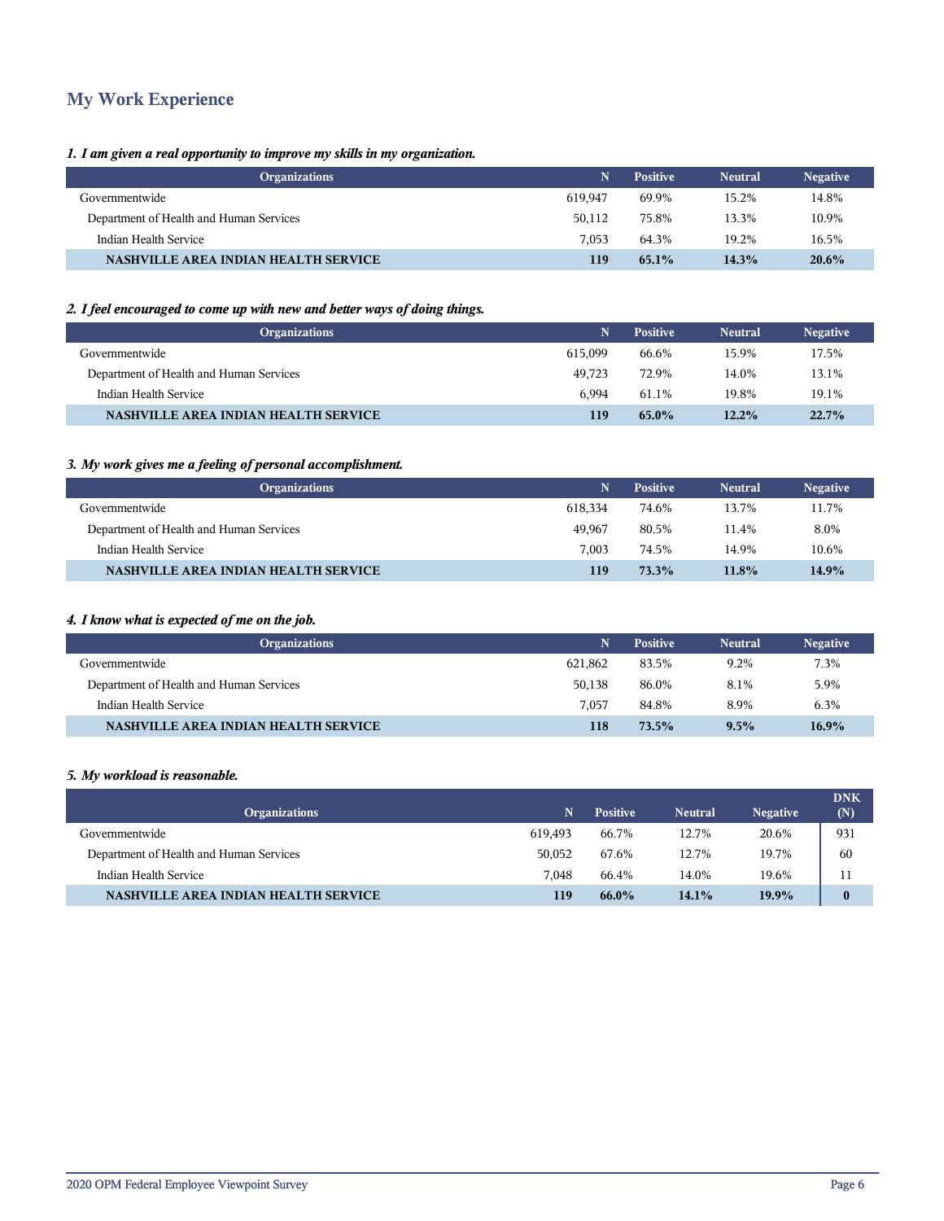## My Work Experience

***1. I am given a real opportunity to improve my skills in my organization.***

| Organizations | N | Positive | Neutral | Negative |
|---|---|---|---|---|
| Governmentwide | 619,947 | 69.9% | 15.2% | 14.8% |
| Department of Health and Human Services | 50,112 | 75.8% | 13.3% | 10.9% |
| Indian Health Service | 7,053 | 64.3% | 19.2% | 16.5% |
| **NASHVILLE AREA INDIAN HEALTH SERVICE** | **119** | **65.1%** | **14.3%** | **20.6%** |

***2. I feel encouraged to come up with new and better ways of doing things.***

| Organizations | N | Positive | Neutral | Negative |
|---|---|---|---|---|
| Governmentwide | 615,099 | 66.6% | 15.9% | 17.5% |
| Department of Health and Human Services | 49,723 | 72.9% | 14.0% | 13.1% |
| Indian Health Service | 6,994 | 61.1% | 19.8% | 19.1% |
| **NASHVILLE AREA INDIAN HEALTH SERVICE** | **119** | **65.0%** | **12.2%** | **22.7%** |

***3. My work gives me a feeling of personal accomplishment.***

| Organizations | N | Positive | Neutral | Negative |
|---|---|---|---|---|
| Governmentwide | 618,334 | 74.6% | 13.7% | 11.7% |
| Department of Health and Human Services | 49,967 | 80.5% | 11.4% | 8.0% |
| Indian Health Service | 7,003 | 74.5% | 14.9% | 10.6% |
| **NASHVILLE AREA INDIAN HEALTH SERVICE** | **119** | **73.3%** | **11.8%** | **14.9%** |

***4. I know what is expected of me on the job.***

| Organizations | N | Positive | Neutral | Negative |
|---|---|---|---|---|
| Governmentwide | 621,862 | 83.5% | 9.2% | 7.3% |
| Department of Health and Human Services | 50,138 | 86.0% | 8.1% | 5.9% |
| Indian Health Service | 7,057 | 84.8% | 8.9% | 6.3% |
| **NASHVILLE AREA INDIAN HEALTH SERVICE** | **118** | **73.5%** | **9.5%** | **16.9%** |

***5. My workload is reasonable.***

| Organizations | N | Positive | Neutral | Negative | DNK (N) |
|---|---|---|---|---|---|
| Governmentwide | 619,493 | 66.7% | 12.7% | 20.6% | 931 |
| Department of Health and Human Services | 50,052 | 67.6% | 12.7% | 19.7% | 60 |
| Indian Health Service | 7,048 | 66.4% | 14.0% | 19.6% | 11 |
| **NASHVILLE AREA INDIAN HEALTH SERVICE** | **119** | **66.0%** | **14.1%** | **19.9%** | **0** |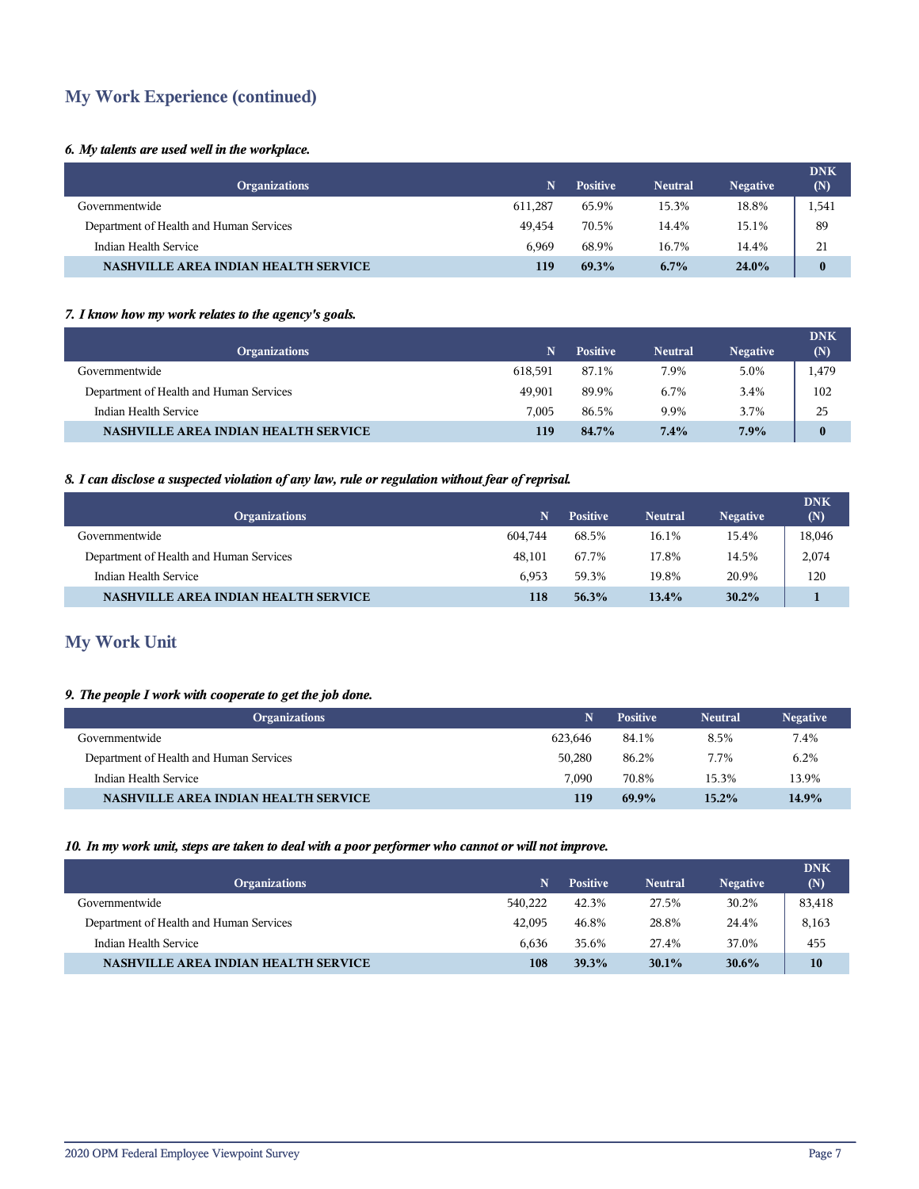## My Work Experience (continued)

### *6. My talents are used well in the workplace.*

| Organizations | N | Positive | Neutral | Negative | DNK (N) |
|---|---|---|---|---|---|
| Governmentwide | 611,287 | 65.9% | 15.3% | 18.8% | 1,541 |
| Department of Health and Human Services | 49,454 | 70.5% | 14.4% | 15.1% | 89 |
| Indian Health Service | 6,969 | 68.9% | 16.7% | 14.4% | 21 |
| **NASHVILLE AREA INDIAN HEALTH SERVICE** | **119** | **69.3%** | **6.7%** | **24.0%** | **0** |

### *7. I know how my work relates to the agency's goals.*

| Organizations | N | Positive | Neutral | Negative | DNK (N) |
|---|---|---|---|---|---|
| Governmentwide | 618,591 | 87.1% | 7.9% | 5.0% | 1,479 |
| Department of Health and Human Services | 49,901 | 89.9% | 6.7% | 3.4% | 102 |
| Indian Health Service | 7,005 | 86.5% | 9.9% | 3.7% | 25 |
| **NASHVILLE AREA INDIAN HEALTH SERVICE** | **119** | **84.7%** | **7.4%** | **7.9%** | **0** |

### *8. I can disclose a suspected violation of any law, rule or regulation without fear of reprisal.*

| Organizations | N | Positive | Neutral | Negative | DNK (N) |
|---|---|---|---|---|---|
| Governmentwide | 604,744 | 68.5% | 16.1% | 15.4% | 18,046 |
| Department of Health and Human Services | 48,101 | 67.7% | 17.8% | 14.5% | 2,074 |
| Indian Health Service | 6,953 | 59.3% | 19.8% | 20.9% | 120 |
| **NASHVILLE AREA INDIAN HEALTH SERVICE** | **118** | **56.3%** | **13.4%** | **30.2%** | **1** |

## My Work Unit

### *9. The people I work with cooperate to get the job done.*

| Organizations | N | Positive | Neutral | Negative |
|---|---|---|---|---|
| Governmentwide | 623,646 | 84.1% | 8.5% | 7.4% |
| Department of Health and Human Services | 50,280 | 86.2% | 7.7% | 6.2% |
| Indian Health Service | 7,090 | 70.8% | 15.3% | 13.9% |
| **NASHVILLE AREA INDIAN HEALTH SERVICE** | **119** | **69.9%** | **15.2%** | **14.9%** |

### *10. In my work unit, steps are taken to deal with a poor performer who cannot or will not improve.*

| Organizations | N | Positive | Neutral | Negative | DNK (N) |
|---|---|---|---|---|---|
| Governmentwide | 540,222 | 42.3% | 27.5% | 30.2% | 83,418 |
| Department of Health and Human Services | 42,095 | 46.8% | 28.8% | 24.4% | 8,163 |
| Indian Health Service | 6,636 | 35.6% | 27.4% | 37.0% | 455 |
| **NASHVILLE AREA INDIAN HEALTH SERVICE** | **108** | **39.3%** | **30.1%** | **30.6%** | **10** |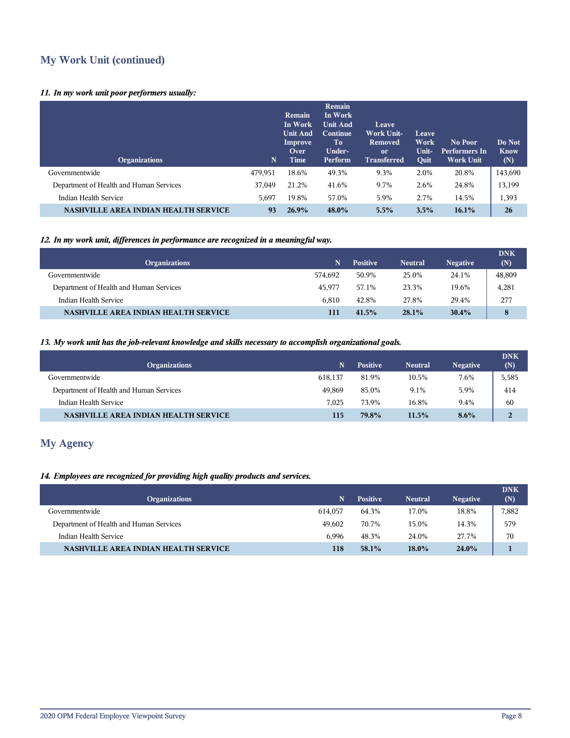## My Work Unit (continued)

*11. In my work unit poor performers usually:*

| Organizations | N | Remain In Work Unit And Improve Over Time | Remain In Work Unit And Continue To Under-Perform | Leave Work Unit- Removed or Transferred | Leave Work Unit- Quit | No Poor Performers In Work Unit | Do Not Know (N) |
|---|---|---|---|---|---|---|---|
| Governmentwide | 479,951 | 18.6% | 49.3% | 9.3% | 2.0% | 20.8% | 143,690 |
| Department of Health and Human Services | 37,049 | 21.2% | 41.6% | 9.7% | 2.6% | 24.8% | 13,199 |
| Indian Health Service | 5,697 | 19.8% | 57.0% | 5.9% | 2.7% | 14.5% | 1,393 |
| **NASHVILLE AREA INDIAN HEALTH SERVICE** | **93** | **26.9%** | **48.0%** | **5.5%** | **3.5%** | **16.1%** | **26** |

*12. In my work unit, differences in performance are recognized in a meaningful way.*

| Organizations | N | Positive | Neutral | Negative | DNK (N) |
|---|---|---|---|---|---|
| Governmentwide | 574,692 | 50.9% | 25.0% | 24.1% | 48,809 |
| Department of Health and Human Services | 45,977 | 57.1% | 23.3% | 19.6% | 4,281 |
| Indian Health Service | 6,810 | 42.8% | 27.8% | 29.4% | 277 |
| **NASHVILLE AREA INDIAN HEALTH SERVICE** | **111** | **41.5%** | **28.1%** | **30.4%** | **8** |

*13. My work unit has the job-relevant knowledge and skills necessary to accomplish organizational goals.*

| Organizations | N | Positive | Neutral | Negative | DNK (N) |
|---|---|---|---|---|---|
| Governmentwide | 618,137 | 81.9% | 10.5% | 7.6% | 5,585 |
| Department of Health and Human Services | 49,869 | 85.0% | 9.1% | 5.9% | 414 |
| Indian Health Service | 7,025 | 73.9% | 16.8% | 9.4% | 60 |
| **NASHVILLE AREA INDIAN HEALTH SERVICE** | **115** | **79.8%** | **11.5%** | **8.6%** | **2** |

## My Agency

*14. Employees are recognized for providing high quality products and services.*

| Organizations | N | Positive | Neutral | Negative | DNK (N) |
|---|---|---|---|---|---|
| Governmentwide | 614,057 | 64.3% | 17.0% | 18.8% | 7,882 |
| Department of Health and Human Services | 49,602 | 70.7% | 15.0% | 14.3% | 579 |
| Indian Health Service | 6,996 | 48.3% | 24.0% | 27.7% | 70 |
| **NASHVILLE AREA INDIAN HEALTH SERVICE** | **118** | **58.1%** | **18.0%** | **24.0%** | **1** |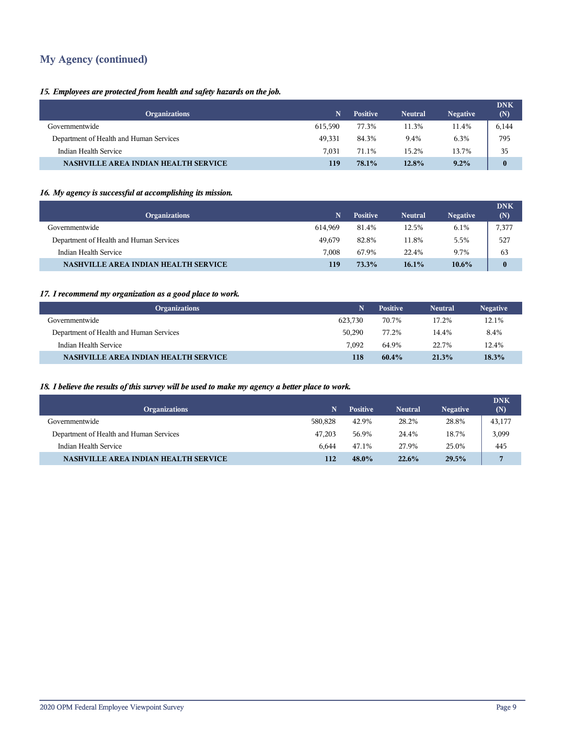## My Agency (continued)

*15. Employees are protected from health and safety hazards on the job.*

| Organizations | N | Positive | Neutral | Negative | DNK (N) |
|---|---|---|---|---|---|
| Governmentwide | 615,590 | 77.3% | 11.3% | 11.4% | 6,144 |
| Department of Health and Human Services | 49,331 | 84.3% | 9.4% | 6.3% | 795 |
| Indian Health Service | 7,031 | 71.1% | 15.2% | 13.7% | 35 |
| **NASHVILLE AREA INDIAN HEALTH SERVICE** | **119** | **78.1%** | **12.8%** | **9.2%** | **0** |

*16. My agency is successful at accomplishing its mission.*

| Organizations | N | Positive | Neutral | Negative | DNK (N) |
|---|---|---|---|---|---|
| Governmentwide | 614,969 | 81.4% | 12.5% | 6.1% | 7,377 |
| Department of Health and Human Services | 49,679 | 82.8% | 11.8% | 5.5% | 527 |
| Indian Health Service | 7,008 | 67.9% | 22.4% | 9.7% | 63 |
| **NASHVILLE AREA INDIAN HEALTH SERVICE** | **119** | **73.3%** | **16.1%** | **10.6%** | **0** |

*17. I recommend my organization as a good place to work.*

| Organizations | N | Positive | Neutral | Negative |
|---|---|---|---|---|
| Governmentwide | 623,730 | 70.7% | 17.2% | 12.1% |
| Department of Health and Human Services | 50,290 | 77.2% | 14.4% | 8.4% |
| Indian Health Service | 7,092 | 64.9% | 22.7% | 12.4% |
| **NASHVILLE AREA INDIAN HEALTH SERVICE** | **118** | **60.4%** | **21.3%** | **18.3%** |

*18. I believe the results of this survey will be used to make my agency a better place to work.*

| Organizations | N | Positive | Neutral | Negative | DNK (N) |
|---|---|---|---|---|---|
| Governmentwide | 580,828 | 42.9% | 28.2% | 28.8% | 43,177 |
| Department of Health and Human Services | 47,203 | 56.9% | 24.4% | 18.7% | 3,099 |
| Indian Health Service | 6,644 | 47.1% | 27.9% | 25.0% | 445 |
| **NASHVILLE AREA INDIAN HEALTH SERVICE** | **112** | **48.0%** | **22.6%** | **29.5%** | **7** |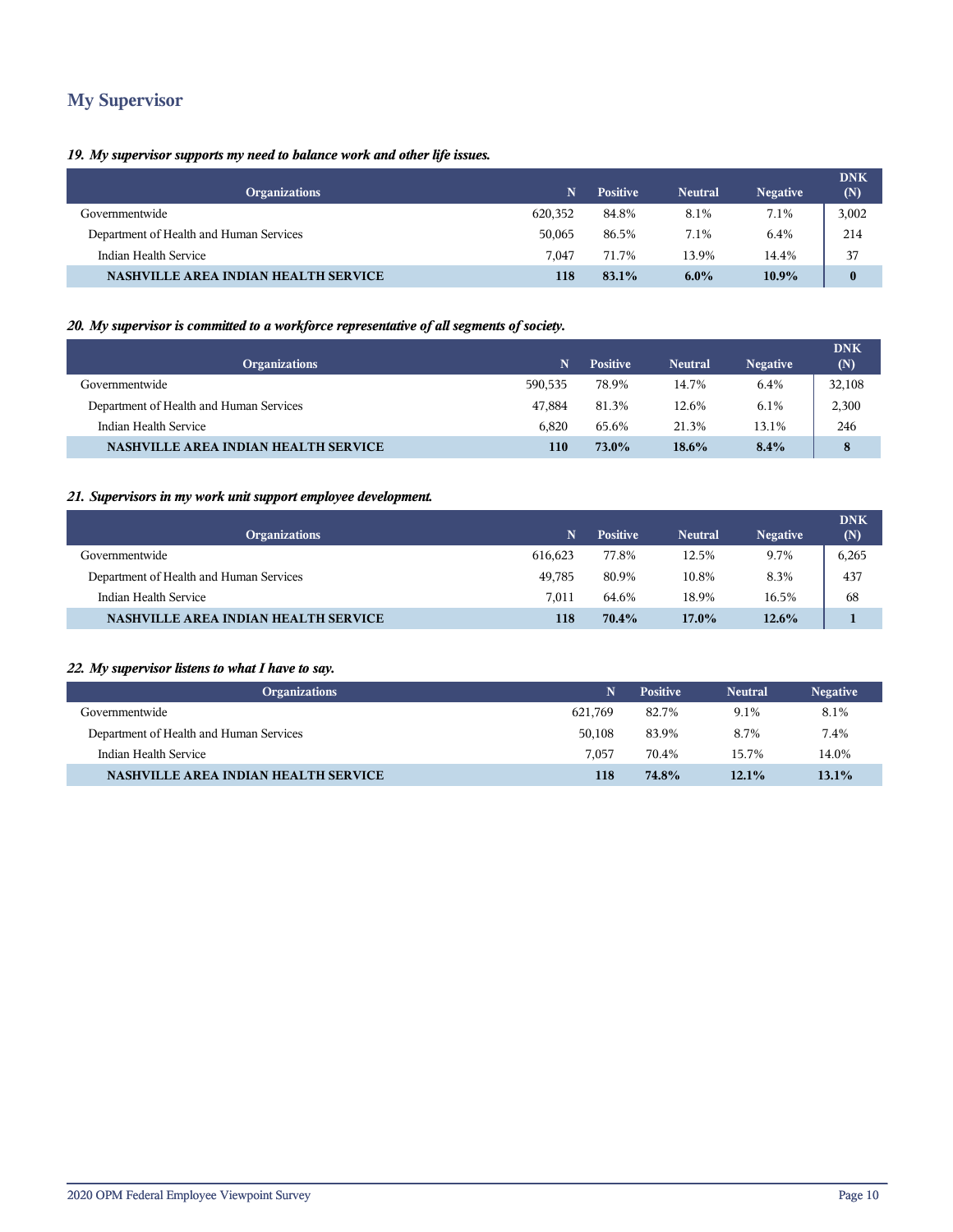## My Supervisor

***19. My supervisor supports my need to balance work and other life issues.***

| Organizations | N | Positive | Neutral | Negative | DNK (N) |
|---|---|---|---|---|---|
| Governmentwide | 620,352 | 84.8% | 8.1% | 7.1% | 3,002 |
| Department of Health and Human Services | 50,065 | 86.5% | 7.1% | 6.4% | 214 |
| Indian Health Service | 7,047 | 71.7% | 13.9% | 14.4% | 37 |
| **NASHVILLE AREA INDIAN HEALTH SERVICE** | **118** | **83.1%** | **6.0%** | **10.9%** | **0** |

***20. My supervisor is committed to a workforce representative of all segments of society.***

| Organizations | N | Positive | Neutral | Negative | DNK (N) |
|---|---|---|---|---|---|
| Governmentwide | 590,535 | 78.9% | 14.7% | 6.4% | 32,108 |
| Department of Health and Human Services | 47,884 | 81.3% | 12.6% | 6.1% | 2,300 |
| Indian Health Service | 6,820 | 65.6% | 21.3% | 13.1% | 246 |
| **NASHVILLE AREA INDIAN HEALTH SERVICE** | **110** | **73.0%** | **18.6%** | **8.4%** | **8** |

***21. Supervisors in my work unit support employee development.***

| Organizations | N | Positive | Neutral | Negative | DNK (N) |
|---|---|---|---|---|---|
| Governmentwide | 616,623 | 77.8% | 12.5% | 9.7% | 6,265 |
| Department of Health and Human Services | 49,785 | 80.9% | 10.8% | 8.3% | 437 |
| Indian Health Service | 7,011 | 64.6% | 18.9% | 16.5% | 68 |
| **NASHVILLE AREA INDIAN HEALTH SERVICE** | **118** | **70.4%** | **17.0%** | **12.6%** | **1** |

***22. My supervisor listens to what I have to say.***

| Organizations | N | Positive | Neutral | Negative |
|---|---|---|---|---|
| Governmentwide | 621,769 | 82.7% | 9.1% | 8.1% |
| Department of Health and Human Services | 50,108 | 83.9% | 8.7% | 7.4% |
| Indian Health Service | 7,057 | 70.4% | 15.7% | 14.0% |
| **NASHVILLE AREA INDIAN HEALTH SERVICE** | **118** | **74.8%** | **12.1%** | **13.1%** |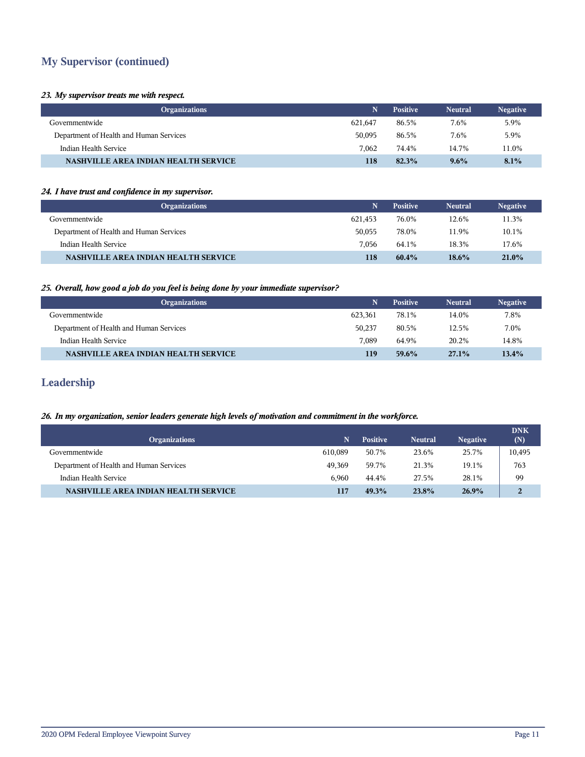## My Supervisor (continued)

***23. My supervisor treats me with respect.***

| Organizations | N | Positive | Neutral | Negative |
|---|---|---|---|---|
| Governmentwide | 621,647 | 86.5% | 7.6% | 5.9% |
| Department of Health and Human Services | 50,095 | 86.5% | 7.6% | 5.9% |
| Indian Health Service | 7,062 | 74.4% | 14.7% | 11.0% |
| **NASHVILLE AREA INDIAN HEALTH SERVICE** | **118** | **82.3%** | **9.6%** | **8.1%** |

***24. I have trust and confidence in my supervisor.***

| Organizations | N | Positive | Neutral | Negative |
|---|---|---|---|---|
| Governmentwide | 621,453 | 76.0% | 12.6% | 11.3% |
| Department of Health and Human Services | 50,055 | 78.0% | 11.9% | 10.1% |
| Indian Health Service | 7,056 | 64.1% | 18.3% | 17.6% |
| **NASHVILLE AREA INDIAN HEALTH SERVICE** | **118** | **60.4%** | **18.6%** | **21.0%** |

***25. Overall, how good a job do you feel is being done by your immediate supervisor?***

| Organizations | N | Positive | Neutral | Negative |
|---|---|---|---|---|
| Governmentwide | 623,361 | 78.1% | 14.0% | 7.8% |
| Department of Health and Human Services | 50,237 | 80.5% | 12.5% | 7.0% |
| Indian Health Service | 7,089 | 64.9% | 20.2% | 14.8% |
| **NASHVILLE AREA INDIAN HEALTH SERVICE** | **119** | **59.6%** | **27.1%** | **13.4%** |

## Leadership

***26. In my organization, senior leaders generate high levels of motivation and commitment in the workforce.***

| Organizations | N | Positive | Neutral | Negative | DNK (N) |
|---|---|---|---|---|---|
| Governmentwide | 610,089 | 50.7% | 23.6% | 25.7% | 10,495 |
| Department of Health and Human Services | 49,369 | 59.7% | 21.3% | 19.1% | 763 |
| Indian Health Service | 6,960 | 44.4% | 27.5% | 28.1% | 99 |
| **NASHVILLE AREA INDIAN HEALTH SERVICE** | **117** | **49.3%** | **23.8%** | **26.9%** | **2** |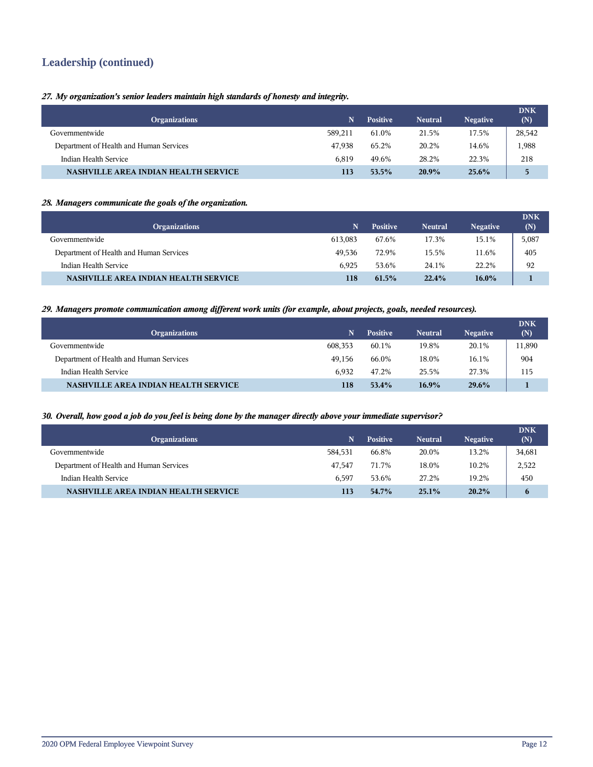## Leadership (continued)

***27. My organization's senior leaders maintain high standards of honesty and integrity.***

| Organizations | N | Positive | Neutral | Negative | DNK (N) |
|---|---|---|---|---|---|
| Governmentwide | 589,211 | 61.0% | 21.5% | 17.5% | 28,542 |
| Department of Health and Human Services | 47,938 | 65.2% | 20.2% | 14.6% | 1,988 |
| Indian Health Service | 6,819 | 49.6% | 28.2% | 22.3% | 218 |
| **NASHVILLE AREA INDIAN HEALTH SERVICE** | **113** | **53.5%** | **20.9%** | **25.6%** | **5** |

***28. Managers communicate the goals of the organization.***

| Organizations | N | Positive | Neutral | Negative | DNK (N) |
|---|---|---|---|---|---|
| Governmentwide | 613,083 | 67.6% | 17.3% | 15.1% | 5,087 |
| Department of Health and Human Services | 49,536 | 72.9% | 15.5% | 11.6% | 405 |
| Indian Health Service | 6,925 | 53.6% | 24.1% | 22.2% | 92 |
| **NASHVILLE AREA INDIAN HEALTH SERVICE** | **118** | **61.5%** | **22.4%** | **16.0%** | **1** |

***29. Managers promote communication among different work units (for example, about projects, goals, needed resources).***

| Organizations | N | Positive | Neutral | Negative | DNK (N) |
|---|---|---|---|---|---|
| Governmentwide | 608,353 | 60.1% | 19.8% | 20.1% | 11,890 |
| Department of Health and Human Services | 49,156 | 66.0% | 18.0% | 16.1% | 904 |
| Indian Health Service | 6,932 | 47.2% | 25.5% | 27.3% | 115 |
| **NASHVILLE AREA INDIAN HEALTH SERVICE** | **118** | **53.4%** | **16.9%** | **29.6%** | **1** |

***30. Overall, how good a job do you feel is being done by the manager directly above your immediate supervisor?***

| Organizations | N | Positive | Neutral | Negative | DNK (N) |
|---|---|---|---|---|---|
| Governmentwide | 584,531 | 66.8% | 20.0% | 13.2% | 34,681 |
| Department of Health and Human Services | 47,547 | 71.7% | 18.0% | 10.2% | 2,522 |
| Indian Health Service | 6,597 | 53.6% | 27.2% | 19.2% | 450 |
| **NASHVILLE AREA INDIAN HEALTH SERVICE** | **113** | **54.7%** | **25.1%** | **20.2%** | **6** |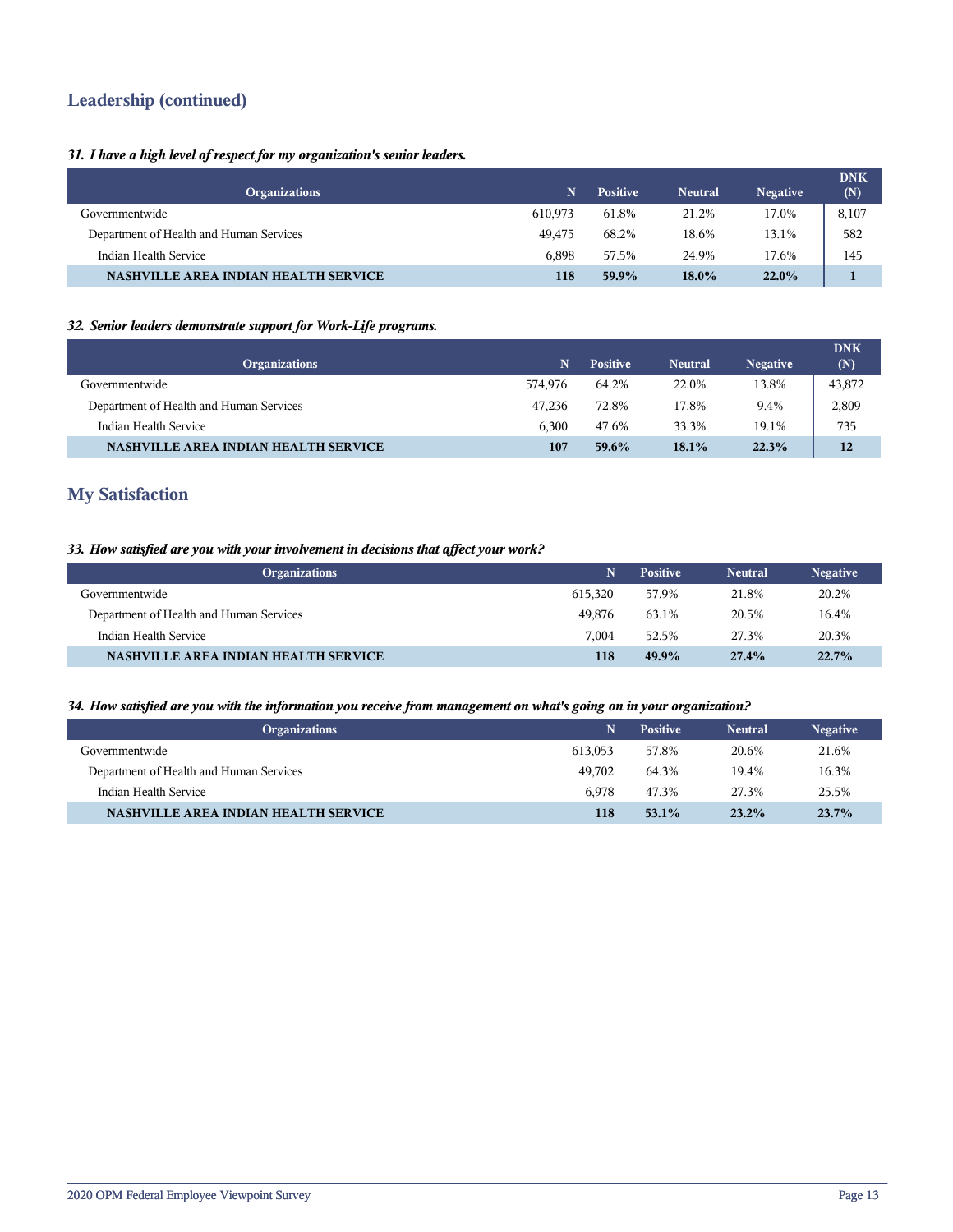## Leadership (continued)

***31. I have a high level of respect for my organization's senior leaders.***

| Organizations | N | Positive | Neutral | Negative | DNK (N) |
|---|---|---|---|---|---|
| Governmentwide | 610,973 | 61.8% | 21.2% | 17.0% | 8,107 |
| Department of Health and Human Services | 49,475 | 68.2% | 18.6% | 13.1% | 582 |
| Indian Health Service | 6,898 | 57.5% | 24.9% | 17.6% | 145 |
| **NASHVILLE AREA INDIAN HEALTH SERVICE** | **118** | **59.9%** | **18.0%** | **22.0%** | **1** |

***32. Senior leaders demonstrate support for Work-Life programs.***

| Organizations | N | Positive | Neutral | Negative | DNK (N) |
|---|---|---|---|---|---|
| Governmentwide | 574,976 | 64.2% | 22.0% | 13.8% | 43,872 |
| Department of Health and Human Services | 47,236 | 72.8% | 17.8% | 9.4% | 2,809 |
| Indian Health Service | 6,300 | 47.6% | 33.3% | 19.1% | 735 |
| **NASHVILLE AREA INDIAN HEALTH SERVICE** | **107** | **59.6%** | **18.1%** | **22.3%** | **12** |

## My Satisfaction

***33. How satisfied are you with your involvement in decisions that affect your work?***

| Organizations | N | Positive | Neutral | Negative |
|---|---|---|---|---|
| Governmentwide | 615,320 | 57.9% | 21.8% | 20.2% |
| Department of Health and Human Services | 49,876 | 63.1% | 20.5% | 16.4% |
| Indian Health Service | 7,004 | 52.5% | 27.3% | 20.3% |
| **NASHVILLE AREA INDIAN HEALTH SERVICE** | **118** | **49.9%** | **27.4%** | **22.7%** |

***34. How satisfied are you with the information you receive from management on what's going on in your organization?***

| Organizations | N | Positive | Neutral | Negative |
|---|---|---|---|---|
| Governmentwide | 613,053 | 57.8% | 20.6% | 21.6% |
| Department of Health and Human Services | 49,702 | 64.3% | 19.4% | 16.3% |
| Indian Health Service | 6,978 | 47.3% | 27.3% | 25.5% |
| **NASHVILLE AREA INDIAN HEALTH SERVICE** | **118** | **53.1%** | **23.2%** | **23.7%** |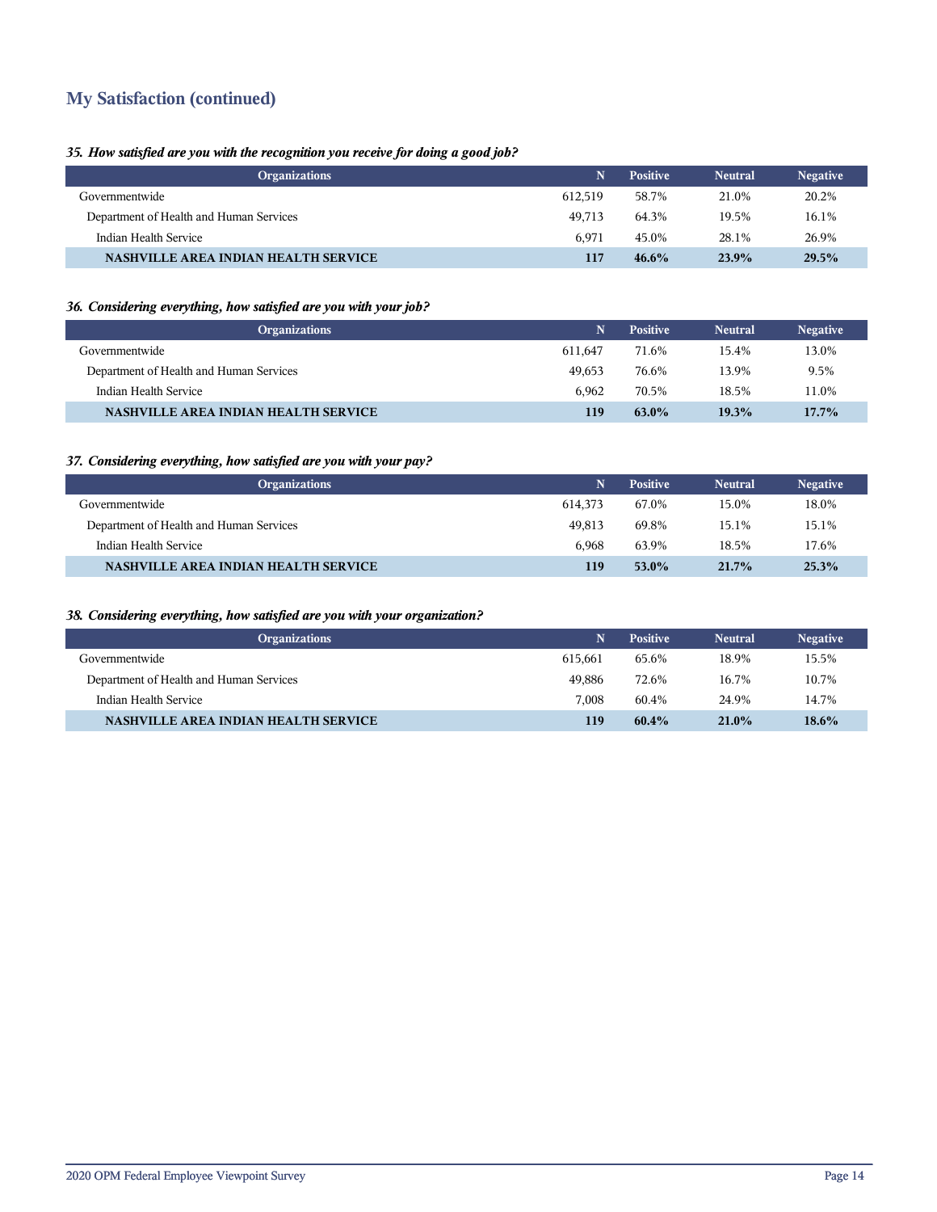## My Satisfaction (continued)

***35. How satisfied are you with the recognition you receive for doing a good job?***

| Organizations | N | Positive | Neutral | Negative |
|---|---|---|---|---|
| Governmentwide | 612,519 | 58.7% | 21.0% | 20.2% |
| Department of Health and Human Services | 49,713 | 64.3% | 19.5% | 16.1% |
| Indian Health Service | 6,971 | 45.0% | 28.1% | 26.9% |
| **NASHVILLE AREA INDIAN HEALTH SERVICE** | **117** | **46.6%** | **23.9%** | **29.5%** |

***36. Considering everything, how satisfied are you with your job?***

| Organizations | N | Positive | Neutral | Negative |
|---|---|---|---|---|
| Governmentwide | 611,647 | 71.6% | 15.4% | 13.0% |
| Department of Health and Human Services | 49,653 | 76.6% | 13.9% | 9.5% |
| Indian Health Service | 6,962 | 70.5% | 18.5% | 11.0% |
| **NASHVILLE AREA INDIAN HEALTH SERVICE** | **119** | **63.0%** | **19.3%** | **17.7%** |

***37. Considering everything, how satisfied are you with your pay?***

| Organizations | N | Positive | Neutral | Negative |
|---|---|---|---|---|
| Governmentwide | 614,373 | 67.0% | 15.0% | 18.0% |
| Department of Health and Human Services | 49,813 | 69.8% | 15.1% | 15.1% |
| Indian Health Service | 6,968 | 63.9% | 18.5% | 17.6% |
| **NASHVILLE AREA INDIAN HEALTH SERVICE** | **119** | **53.0%** | **21.7%** | **25.3%** |

***38. Considering everything, how satisfied are you with your organization?***

| Organizations | N | Positive | Neutral | Negative |
|---|---|---|---|---|
| Governmentwide | 615,661 | 65.6% | 18.9% | 15.5% |
| Department of Health and Human Services | 49,886 | 72.6% | 16.7% | 10.7% |
| Indian Health Service | 7,008 | 60.4% | 24.9% | 14.7% |
| **NASHVILLE AREA INDIAN HEALTH SERVICE** | **119** | **60.4%** | **21.0%** | **18.6%** |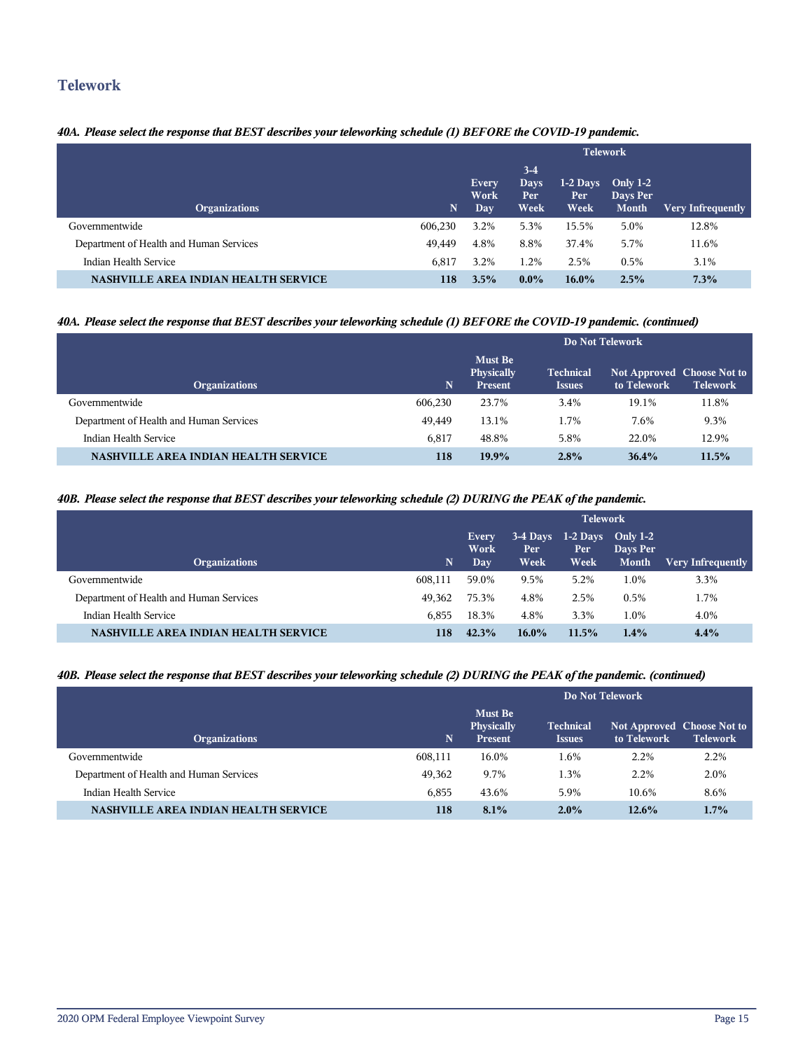## Telework

***40A. Please select the response that BEST describes your teleworking schedule (1) BEFORE the COVID-19 pandemic.***

| Organizations | N | Telework | | | | |
|---|---|---|---|---|---|---|
| | | Every Work Day | 3-4 Days Per Week | 1-2 Days Per Week | Only 1-2 Days Per Month | Very Infrequently |
| Governmentwide | 606,230 | 3.2% | 5.3% | 15.5% | 5.0% | 12.8% |
| Department of Health and Human Services | 49,449 | 4.8% | 8.8% | 37.4% | 5.7% | 11.6% |
| Indian Health Service | 6,817 | 3.2% | 1.2% | 2.5% | 0.5% | 3.1% |
| **NASHVILLE AREA INDIAN HEALTH SERVICE** | **118** | **3.5%** | **0.0%** | **16.0%** | **2.5%** | **7.3%** |

***40A. Please select the response that BEST describes your teleworking schedule (1) BEFORE the COVID-19 pandemic. (continued)***

| Organizations | N | Do Not Telework | | | |
|---|---|---|---|---|---|
| | | Must Be Physically Present | Technical Issues | Not Approved to Telework | Choose Not to Telework |
| Governmentwide | 606,230 | 23.7% | 3.4% | 19.1% | 11.8% |
| Department of Health and Human Services | 49,449 | 13.1% | 1.7% | 7.6% | 9.3% |
| Indian Health Service | 6,817 | 48.8% | 5.8% | 22.0% | 12.9% |
| **NASHVILLE AREA INDIAN HEALTH SERVICE** | **118** | **19.9%** | **2.8%** | **36.4%** | **11.5%** |

***40B. Please select the response that BEST describes your teleworking schedule (2) DURING the PEAK of the pandemic.***

| Organizations | N | Telework | | | | |
|---|---|---|---|---|---|---|
| | | Every Work Day | 3-4 Days Per Week | 1-2 Days Per Week | Only 1-2 Days Per Month | Very Infrequently |
| Governmentwide | 608,111 | 59.0% | 9.5% | 5.2% | 1.0% | 3.3% |
| Department of Health and Human Services | 49,362 | 75.3% | 4.8% | 2.5% | 0.5% | 1.7% |
| Indian Health Service | 6,855 | 18.3% | 4.8% | 3.3% | 1.0% | 4.0% |
| **NASHVILLE AREA INDIAN HEALTH SERVICE** | **118** | **42.3%** | **16.0%** | **11.5%** | **1.4%** | **4.4%** |

***40B. Please select the response that BEST describes your teleworking schedule (2) DURING the PEAK of the pandemic. (continued)***

| Organizations | N | Do Not Telework | | | |
|---|---|---|---|---|---|
| | | Must Be Physically Present | Technical Issues | Not Approved to Telework | Choose Not to Telework |
| Governmentwide | 608,111 | 16.0% | 1.6% | 2.2% | 2.2% |
| Department of Health and Human Services | 49,362 | 9.7% | 1.3% | 2.2% | 2.0% |
| Indian Health Service | 6,855 | 43.6% | 5.9% | 10.6% | 8.6% |
| **NASHVILLE AREA INDIAN HEALTH SERVICE** | **118** | **8.1%** | **2.0%** | **12.6%** | **1.7%** |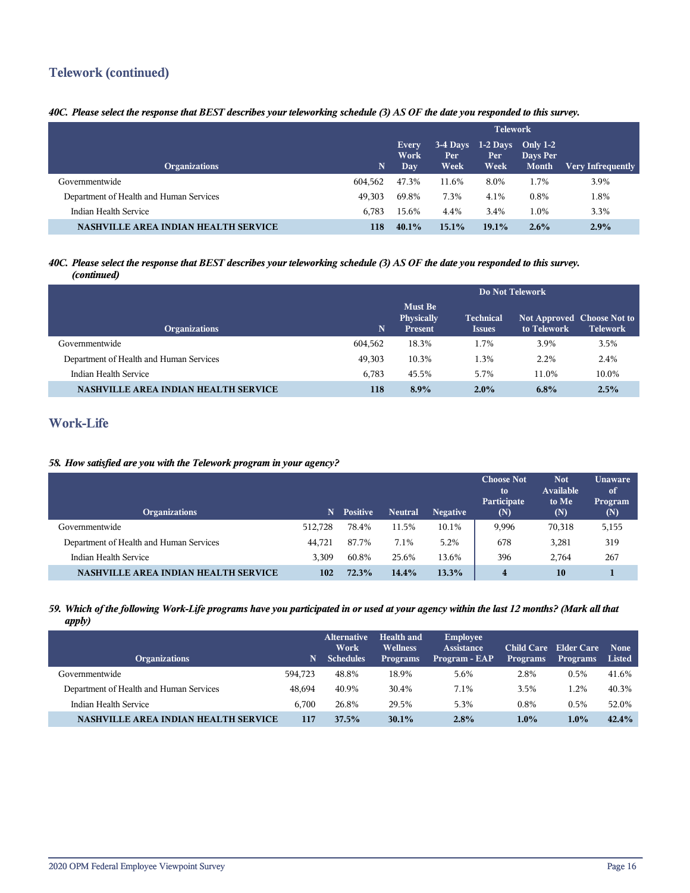## Telework (continued)

***40C. Please select the response that BEST describes your teleworking schedule (3) AS OF the date you responded to this survey.***

| | | Telework | | | | |
|---|---|---|---|---|---|---|
| **Organizations** | **N** | **Every Work Day** | **3-4 Days Per Week** | **1-2 Days Per Week** | **Only 1-2 Days Per Month** | **Very Infrequently** |
| Governmentwide | 604,562 | 47.3% | 11.6% | 8.0% | 1.7% | 3.9% |
| Department of Health and Human Services | 49,303 | 69.8% | 7.3% | 4.1% | 0.8% | 1.8% |
| Indian Health Service | 6,783 | 15.6% | 4.4% | 3.4% | 1.0% | 3.3% |
| **NASHVILLE AREA INDIAN HEALTH SERVICE** | **118** | **40.1%** | **15.1%** | **19.1%** | **2.6%** | **2.9%** |

***40C. Please select the response that BEST describes your teleworking schedule (3) AS OF the date you responded to this survey. (continued)***

| | | Do Not Telework | | | |
|---|---|---|---|---|---|
| **Organizations** | **N** | **Must Be Physically Present** | **Technical Issues** | **Not Approved to Telework** | **Choose Not to Telework** |
| Governmentwide | 604,562 | 18.3% | 1.7% | 3.9% | 3.5% |
| Department of Health and Human Services | 49,303 | 10.3% | 1.3% | 2.2% | 2.4% |
| Indian Health Service | 6,783 | 45.5% | 5.7% | 11.0% | 10.0% |
| **NASHVILLE AREA INDIAN HEALTH SERVICE** | **118** | **8.9%** | **2.0%** | **6.8%** | **2.5%** |

## Work-Life

***58. How satisfied are you with the Telework program in your agency?***

| Organizations | N | Positive | Neutral | Negative | Choose Not to Participate (N) | Not Available to Me (N) | Unaware of Program (N) |
|---|---|---|---|---|---|---|---|
| Governmentwide | 512,728 | 78.4% | 11.5% | 10.1% | 9,996 | 70,318 | 5,155 |
| Department of Health and Human Services | 44,721 | 87.7% | 7.1% | 5.2% | 678 | 3,281 | 319 |
| Indian Health Service | 3,309 | 60.8% | 25.6% | 13.6% | 396 | 2,764 | 267 |
| **NASHVILLE AREA INDIAN HEALTH SERVICE** | **102** | **72.3%** | **14.4%** | **13.3%** | **4** | **10** | **1** |

***59. Which of the following Work-Life programs have you participated in or used at your agency within the last 12 months? (Mark all that apply)***

| Organizations | N | Alternative Work Schedules | Health and Wellness Programs | Employee Assistance Program - EAP | Child Care Programs | Elder Care Programs | None Listed |
|---|---|---|---|---|---|---|---|
| Governmentwide | 594,723 | 48.8% | 18.9% | 5.6% | 2.8% | 0.5% | 41.6% |
| Department of Health and Human Services | 48,694 | 40.9% | 30.4% | 7.1% | 3.5% | 1.2% | 40.3% |
| Indian Health Service | 6,700 | 26.8% | 29.5% | 5.3% | 0.8% | 0.5% | 52.0% |
| **NASHVILLE AREA INDIAN HEALTH SERVICE** | **117** | **37.5%** | **30.1%** | **2.8%** | **1.0%** | **1.0%** | **42.4%** |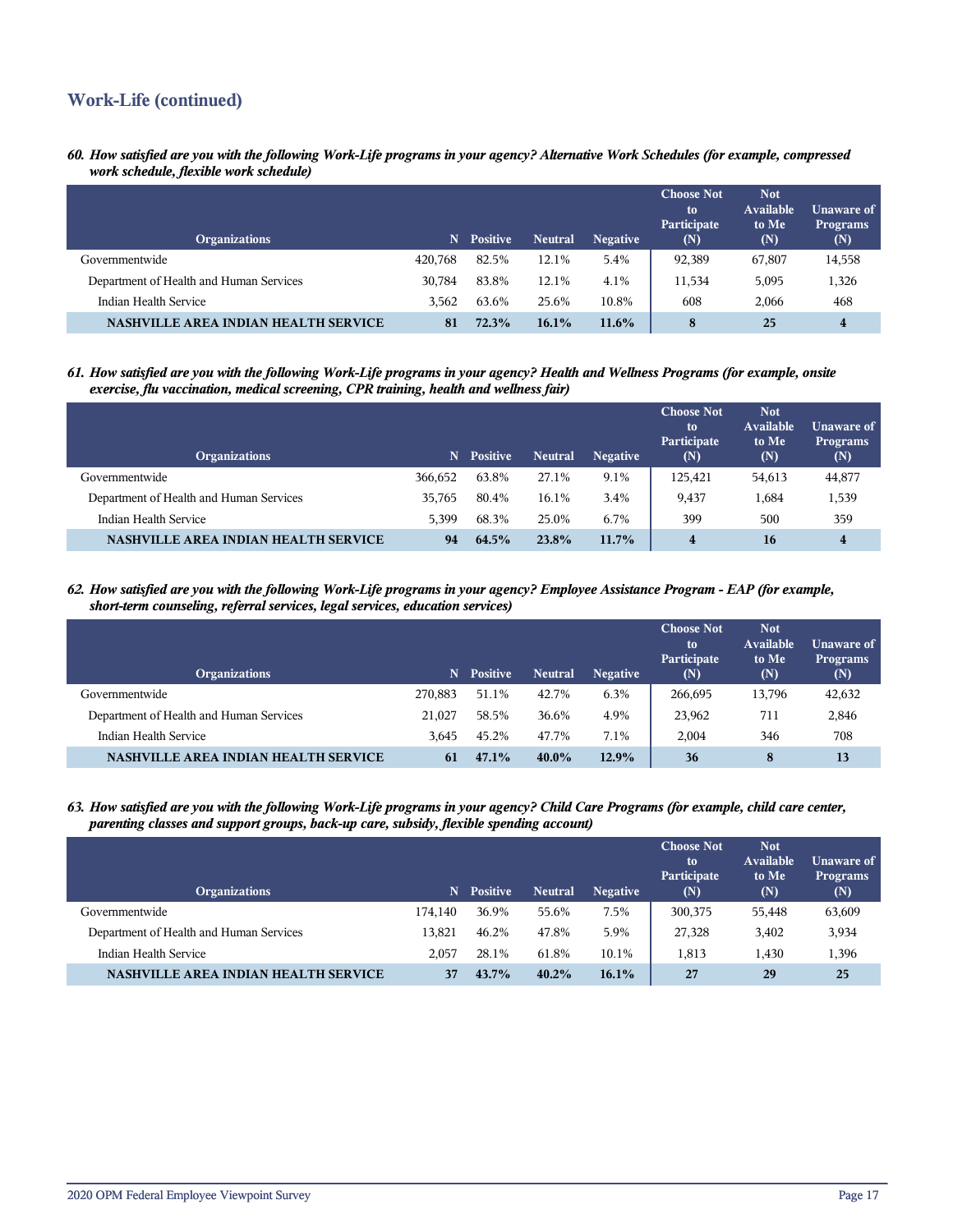## Work-Life (continued)

***60. How satisfied are you with the following Work-Life programs in your agency? Alternative Work Schedules (for example, compressed work schedule, flexible work schedule)***

| Organizations | N | Positive | Neutral | Negative | Choose Not to Participate (N) | Not Available to Me (N) | Unaware of Programs (N) |
|---|---|---|---|---|---|---|---|
| Governmentwide | 420,768 | 82.5% | 12.1% | 5.4% | 92,389 | 67,807 | 14,558 |
| Department of Health and Human Services | 30,784 | 83.8% | 12.1% | 4.1% | 11,534 | 5,095 | 1,326 |
| Indian Health Service | 3,562 | 63.6% | 25.6% | 10.8% | 608 | 2,066 | 468 |
| **NASHVILLE AREA INDIAN HEALTH SERVICE** | **81** | **72.3%** | **16.1%** | **11.6%** | **8** | **25** | **4** |

***61. How satisfied are you with the following Work-Life programs in your agency? Health and Wellness Programs (for example, onsite exercise, flu vaccination, medical screening, CPR training, health and wellness fair)***

| Organizations | N | Positive | Neutral | Negative | Choose Not to Participate (N) | Not Available to Me (N) | Unaware of Programs (N) |
|---|---|---|---|---|---|---|---|
| Governmentwide | 366,652 | 63.8% | 27.1% | 9.1% | 125,421 | 54,613 | 44,877 |
| Department of Health and Human Services | 35,765 | 80.4% | 16.1% | 3.4% | 9,437 | 1,684 | 1,539 |
| Indian Health Service | 5,399 | 68.3% | 25.0% | 6.7% | 399 | 500 | 359 |
| **NASHVILLE AREA INDIAN HEALTH SERVICE** | **94** | **64.5%** | **23.8%** | **11.7%** | **4** | **16** | **4** |

***62. How satisfied are you with the following Work-Life programs in your agency? Employee Assistance Program - EAP (for example, short-term counseling, referral services, legal services, education services)***

| Organizations | N | Positive | Neutral | Negative | Choose Not to Participate (N) | Not Available to Me (N) | Unaware of Programs (N) |
|---|---|---|---|---|---|---|---|
| Governmentwide | 270,883 | 51.1% | 42.7% | 6.3% | 266,695 | 13,796 | 42,632 |
| Department of Health and Human Services | 21,027 | 58.5% | 36.6% | 4.9% | 23,962 | 711 | 2,846 |
| Indian Health Service | 3,645 | 45.2% | 47.7% | 7.1% | 2,004 | 346 | 708 |
| **NASHVILLE AREA INDIAN HEALTH SERVICE** | **61** | **47.1%** | **40.0%** | **12.9%** | **36** | **8** | **13** |

***63. How satisfied are you with the following Work-Life programs in your agency? Child Care Programs (for example, child care center, parenting classes and support groups, back-up care, subsidy, flexible spending account)***

| Organizations | N | Positive | Neutral | Negative | Choose Not to Participate (N) | Not Available to Me (N) | Unaware of Programs (N) |
|---|---|---|---|---|---|---|---|
| Governmentwide | 174,140 | 36.9% | 55.6% | 7.5% | 300,375 | 55,448 | 63,609 |
| Department of Health and Human Services | 13,821 | 46.2% | 47.8% | 5.9% | 27,328 | 3,402 | 3,934 |
| Indian Health Service | 2,057 | 28.1% | 61.8% | 10.1% | 1,813 | 1,430 | 1,396 |
| **NASHVILLE AREA INDIAN HEALTH SERVICE** | **37** | **43.7%** | **40.2%** | **16.1%** | **27** | **29** | **25** |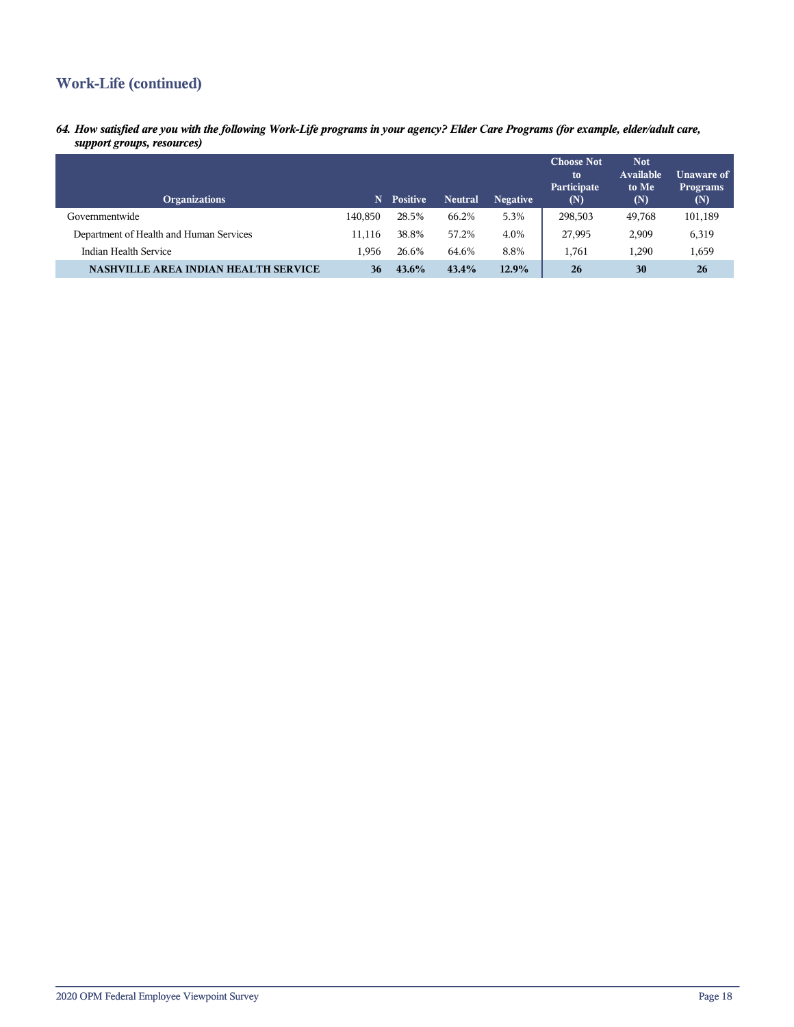## Work-Life (continued)

***64. How satisfied are you with the following Work-Life programs in your agency? Elder Care Programs (for example, elder/adult care, support groups, resources)***

| Organizations | N | Positive | Neutral | Negative | Choose Not to Participate (N) | Not Available to Me (N) | Unaware of Programs (N) |
|---|---|---|---|---|---|---|---|
| Governmentwide | 140,850 | 28.5% | 66.2% | 5.3% | 298,503 | 49,768 | 101,189 |
| Department of Health and Human Services | 11,116 | 38.8% | 57.2% | 4.0% | 27,995 | 2,909 | 6,319 |
| Indian Health Service | 1,956 | 26.6% | 64.6% | 8.8% | 1,761 | 1,290 | 1,659 |
| **NASHVILLE AREA INDIAN HEALTH SERVICE** | **36** | **43.6%** | **43.4%** | **12.9%** | **26** | **30** | **26** |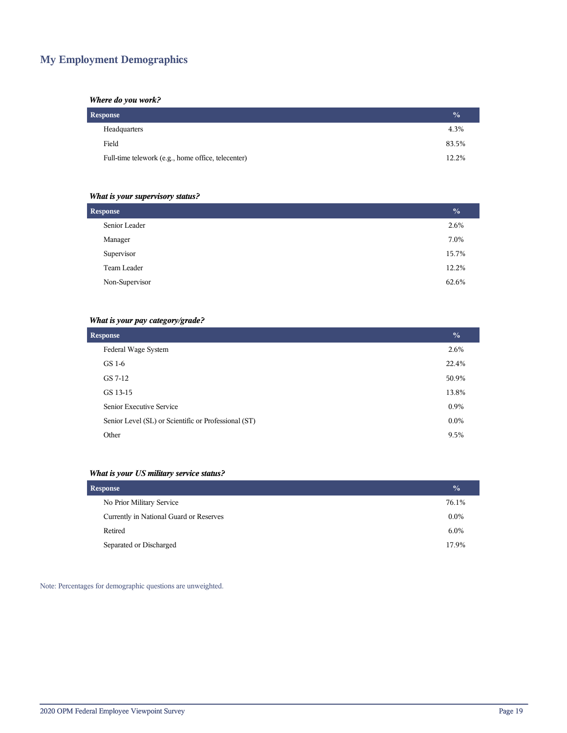## My Employment Demographics

***Where do you work?***

| Response | % |
|---|---|
| Headquarters | 4.3% |
| Field | 83.5% |
| Full-time telework (e.g., home office, telecenter) | 12.2% |

***What is your supervisory status?***

| Response | % |
|---|---|
| Senior Leader | 2.6% |
| Manager | 7.0% |
| Supervisor | 15.7% |
| Team Leader | 12.2% |
| Non-Supervisor | 62.6% |

***What is your pay category/grade?***

| Response | % |
|---|---|
| Federal Wage System | 2.6% |
| GS 1-6 | 22.4% |
| GS 7-12 | 50.9% |
| GS 13-15 | 13.8% |
| Senior Executive Service | 0.9% |
| Senior Level (SL) or Scientific or Professional (ST) | 0.0% |
| Other | 9.5% |

***What is your US military service status?***

| Response | % |
|---|---|
| No Prior Military Service | 76.1% |
| Currently in National Guard or Reserves | 0.0% |
| Retired | 6.0% |
| Separated or Discharged | 17.9% |

Note: Percentages for demographic questions are unweighted.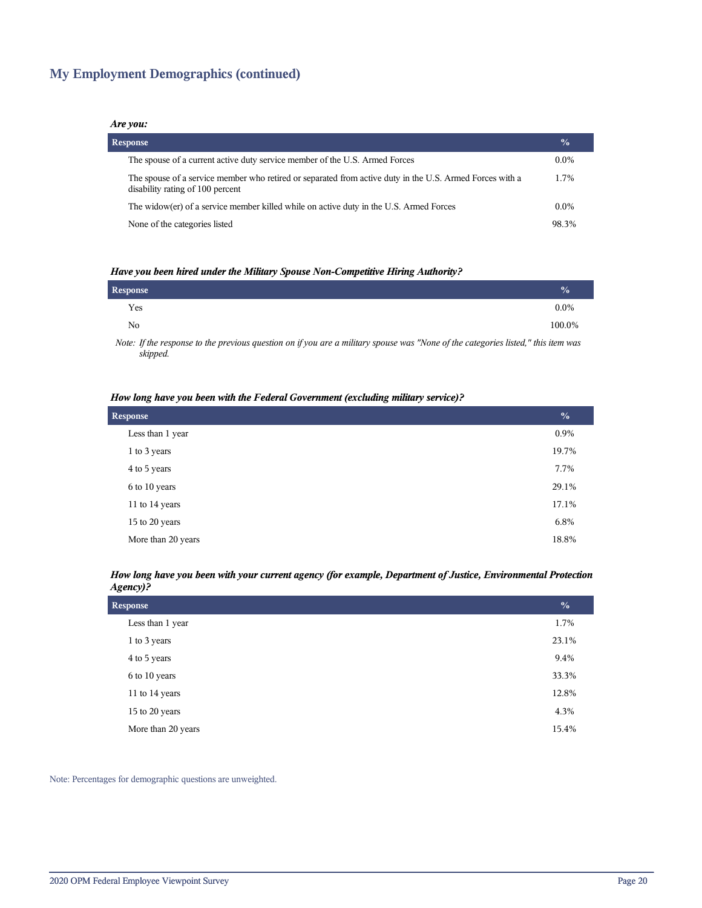## My Employment Demographics (continued)

***Are you:***

| Response | % |
|---|---|
| The spouse of a current active duty service member of the U.S. Armed Forces | 0.0% |
| The spouse of a service member who retired or separated from active duty in the U.S. Armed Forces with a disability rating of 100 percent | 1.7% |
| The widow(er) of a service member killed while on active duty in the U.S. Armed Forces | 0.0% |
| None of the categories listed | 98.3% |

***Have you been hired under the Military Spouse Non-Competitive Hiring Authority?***

| Response | % |
|---|---|
| Yes | 0.0% |
| No | 100.0% |

*Note: If the response to the previous question on if you are a military spouse was "None of the categories listed," this item was skipped.*

***How long have you been with the Federal Government (excluding military service)?***

| Response | % |
|---|---|
| Less than 1 year | 0.9% |
| 1 to 3 years | 19.7% |
| 4 to 5 years | 7.7% |
| 6 to 10 years | 29.1% |
| 11 to 14 years | 17.1% |
| 15 to 20 years | 6.8% |
| More than 20 years | 18.8% |

***How long have you been with your current agency (for example, Department of Justice, Environmental Protection Agency)?***

| Response | % |
|---|---|
| Less than 1 year | 1.7% |
| 1 to 3 years | 23.1% |
| 4 to 5 years | 9.4% |
| 6 to 10 years | 33.3% |
| 11 to 14 years | 12.8% |
| 15 to 20 years | 4.3% |
| More than 20 years | 15.4% |

Note: Percentages for demographic questions are unweighted.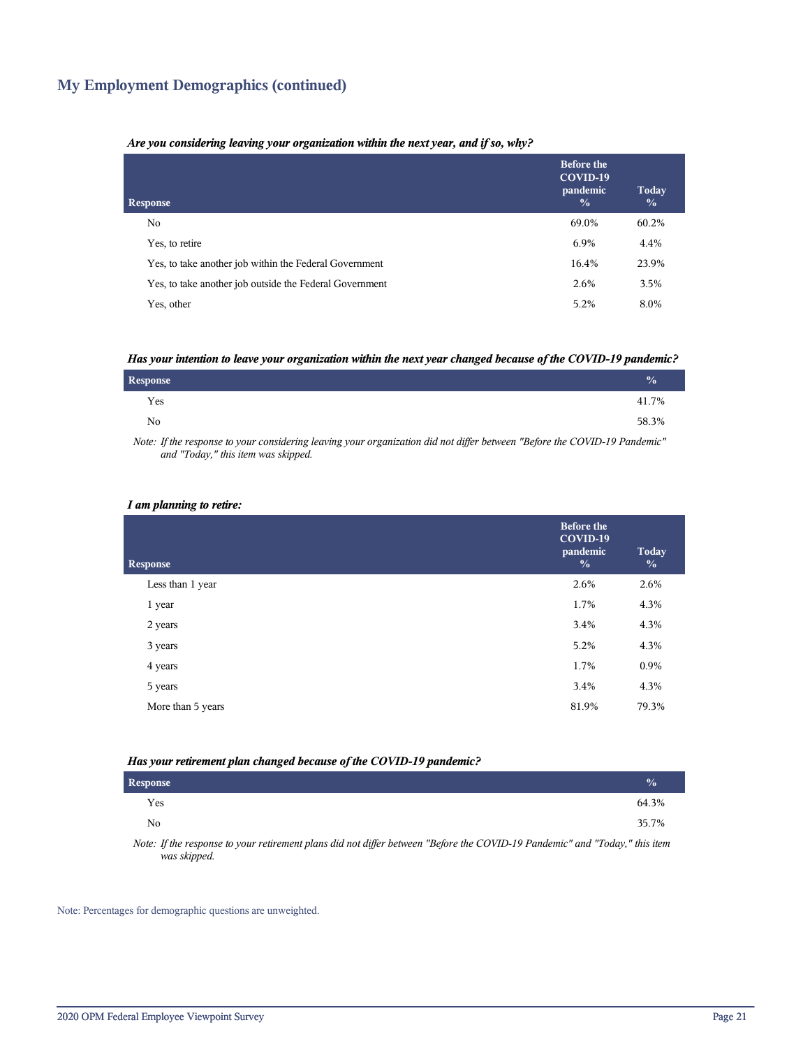## My Employment Demographics (continued)

***Are you considering leaving your organization within the next year, and if so, why?***

| Response | Before the COVID-19 pandemic % | Today % |
|---|---|---|
| No | 69.0% | 60.2% |
| Yes, to retire | 6.9% | 4.4% |
| Yes, to take another job within the Federal Government | 16.4% | 23.9% |
| Yes, to take another job outside the Federal Government | 2.6% | 3.5% |
| Yes, other | 5.2% | 8.0% |

***Has your intention to leave your organization within the next year changed because of the COVID-19 pandemic?***

| Response | % |
|---|---|
| Yes | 41.7% |
| No | 58.3% |

*Note: If the response to your considering leaving your organization did not differ between "Before the COVID-19 Pandemic" and "Today," this item was skipped.*

***I am planning to retire:***

| Response | Before the COVID-19 pandemic % | Today % |
|---|---|---|
| Less than 1 year | 2.6% | 2.6% |
| 1 year | 1.7% | 4.3% |
| 2 years | 3.4% | 4.3% |
| 3 years | 5.2% | 4.3% |
| 4 years | 1.7% | 0.9% |
| 5 years | 3.4% | 4.3% |
| More than 5 years | 81.9% | 79.3% |

***Has your retirement plan changed because of the COVID-19 pandemic?***

| Response | % |
|---|---|
| Yes | 64.3% |
| No | 35.7% |

*Note: If the response to your retirement plans did not differ between "Before the COVID-19 Pandemic" and "Today," this item was skipped.*

Note: Percentages for demographic questions are unweighted.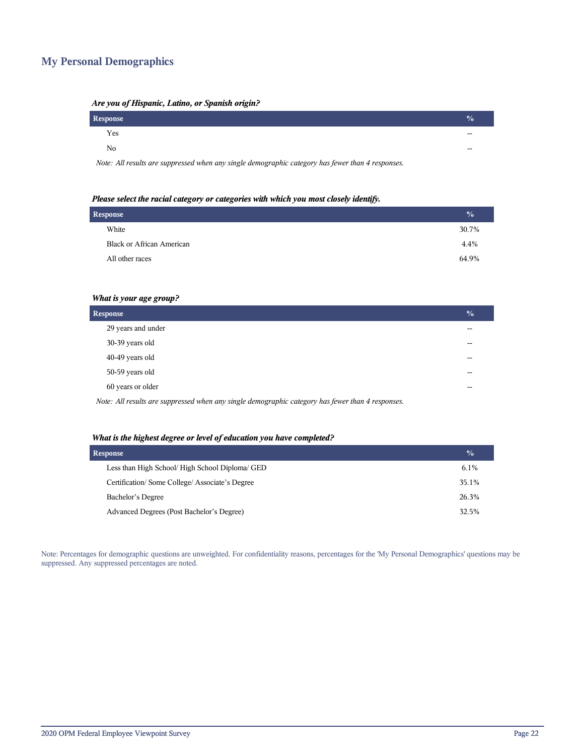## My Personal Demographics

***Are you of Hispanic, Latino, or Spanish origin?***

| Response | % |
|---|---|
| Yes | -- |
| No | -- |

*Note: All results are suppressed when any single demographic category has fewer than 4 responses.*

***Please select the racial category or categories with which you most closely identify.***

| Response | % |
|---|---|
| White | 30.7% |
| Black or African American | 4.4% |
| All other races | 64.9% |

***What is your age group?***

| Response | % |
|---|---|
| 29 years and under | -- |
| 30-39 years old | -- |
| 40-49 years old | -- |
| 50-59 years old | -- |
| 60 years or older | -- |

*Note: All results are suppressed when any single demographic category has fewer than 4 responses.*

***What is the highest degree or level of education you have completed?***

| Response | % |
|---|---|
| Less than High School/ High School Diploma/ GED | 6.1% |
| Certification/ Some College/ Associate’s Degree | 35.1% |
| Bachelor’s Degree | 26.3% |
| Advanced Degrees (Post Bachelor’s Degree) | 32.5% |

Note: Percentages for demographic questions are unweighted. For confidentiality reasons, percentages for the 'My Personal Demographics' questions may be suppressed. Any suppressed percentages are noted.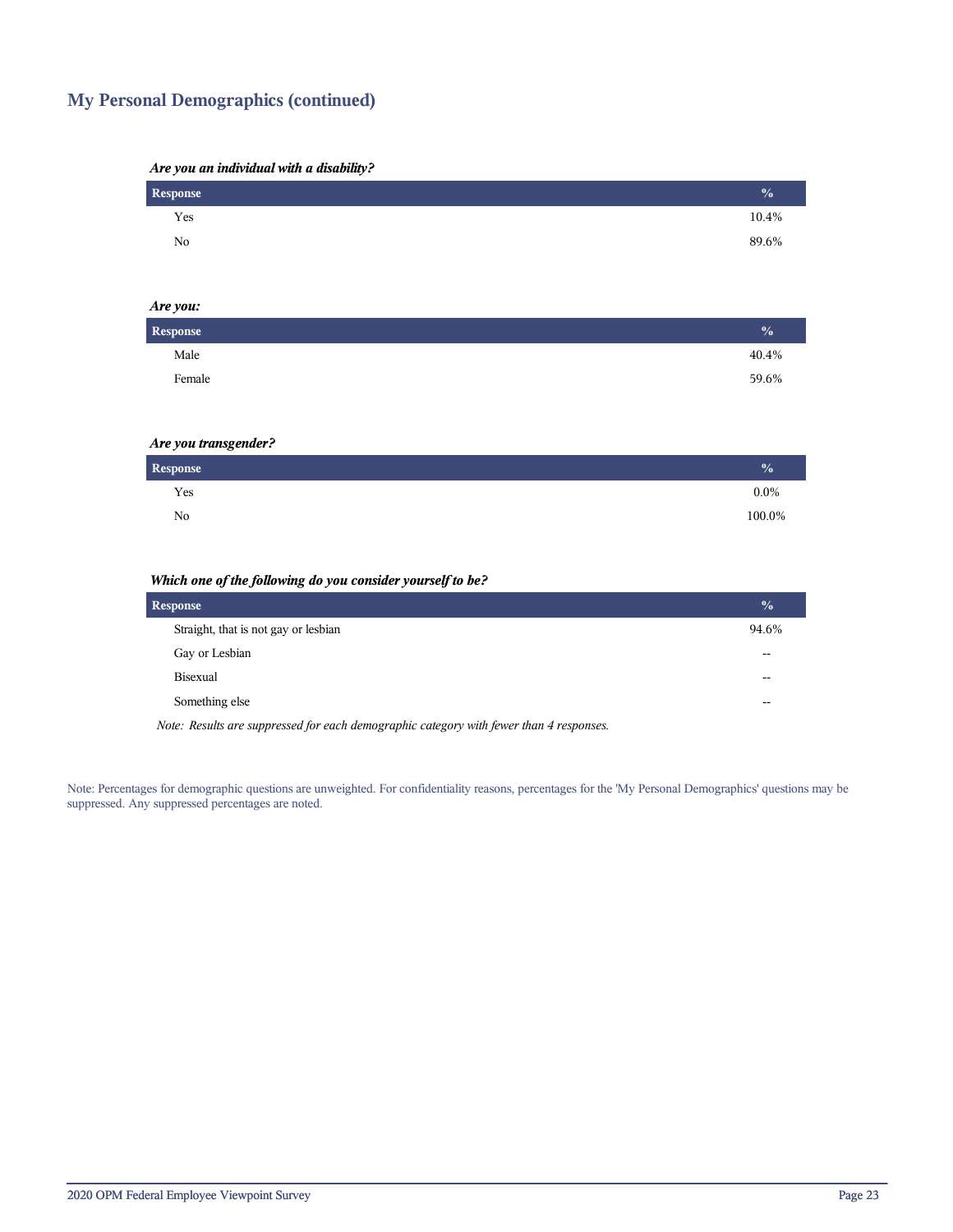## My Personal Demographics (continued)

***Are you an individual with a disability?***

| Response | % |
|---|---|
| Yes | 10.4% |
| No | 89.6% |

***Are you:***

| Response | % |
|---|---|
| Male | 40.4% |
| Female | 59.6% |

***Are you transgender?***

| Response | % |
|---|---|
| Yes | 0.0% |
| No | 100.0% |

***Which one of the following do you consider yourself to be?***

| Response | % |
|---|---|
| Straight, that is not gay or lesbian | 94.6% |
| Gay or Lesbian | -- |
| Bisexual | -- |
| Something else | -- |

*Note: Results are suppressed for each demographic category with fewer than 4 responses.*

Note: Percentages for demographic questions are unweighted. For confidentiality reasons, percentages for the 'My Personal Demographics' questions may be suppressed. Any suppressed percentages are noted.